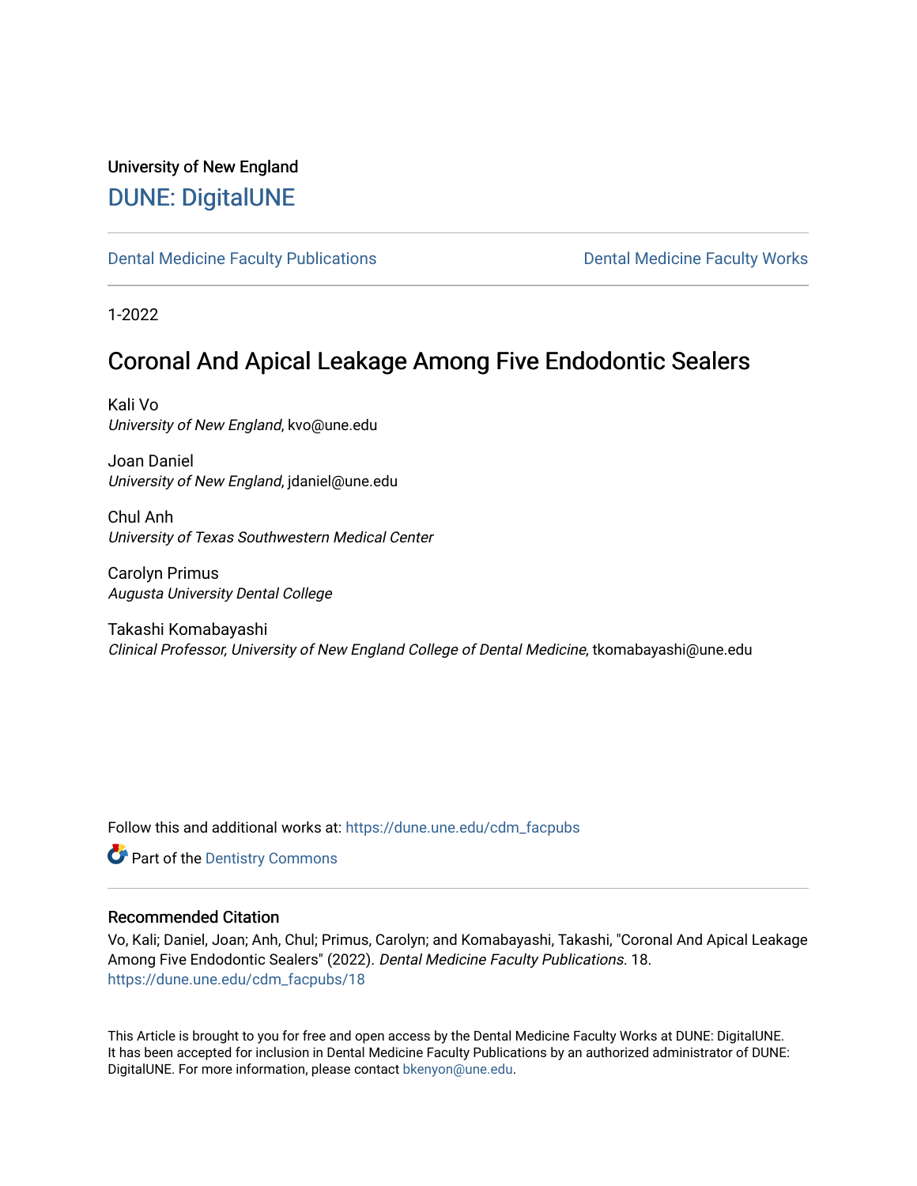University of New England

## DUNE: DigitalUNE

Dental Medicine Faculty Publications | Dental Medicine Faculty Works

1-2022

# Coronal And Apical Leakage Among Five Endodontic Sealers

Kali Vo
*University of New England*, kvo@une.edu

Joan Daniel
*University of New England*, jdaniel@une.edu

Chul Anh
*University of Texas Southwestern Medical Center*

Carolyn Primus
*Augusta University Dental College*

Takashi Komabayashi
*Clinical Professor, University of New England College of Dental Medicine*, tkomabayashi@une.edu

Follow this and additional works at: https://dune.une.edu/cdm_facpubs

Part of the Dentistry Commons

### Recommended Citation

Vo, Kali; Daniel, Joan; Anh, Chul; Primus, Carolyn; and Komabayashi, Takashi, "Coronal And Apical Leakage Among Five Endodontic Sealers" (2022). *Dental Medicine Faculty Publications*. 18.
https://dune.une.edu/cdm_facpubs/18

This Article is brought to you for free and open access by the Dental Medicine Faculty Works at DUNE: DigitalUNE. It has been accepted for inclusion in Dental Medicine Faculty Publications by an authorized administrator of DUNE: DigitalUNE. For more information, please contact bkenyon@une.edu.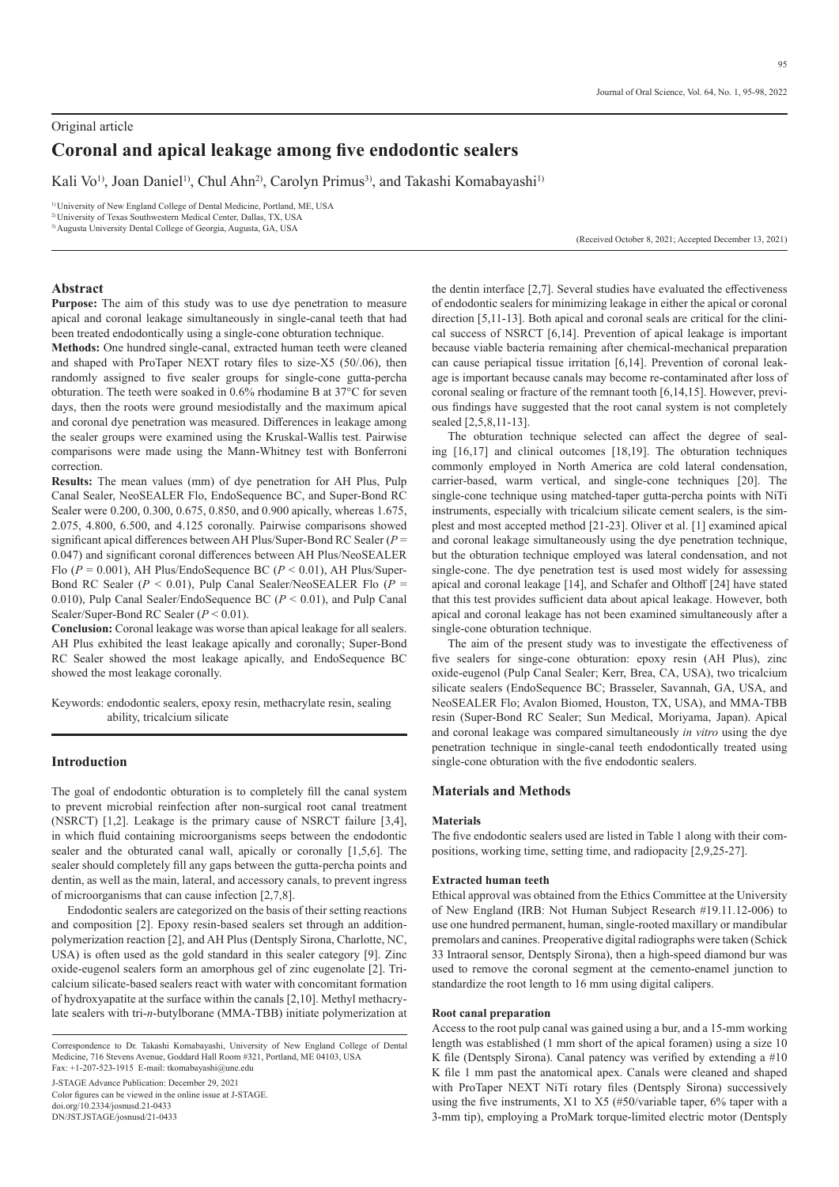Original article

# Coronal and apical leakage among five endodontic sealers

Kali Vo[1)], Joan Daniel[1)], Chul Ahn[2)], Carolyn Primus[3)], and Takashi Komabayashi[1)]

[1)] University of New England College of Dental Medicine, Portland, ME, USA
[2)] University of Texas Southwestern Medical Center, Dallas, TX, USA
[3)] Augusta University Dental College of Georgia, Augusta, GA, USA

(Received October 8, 2021; Accepted December 13, 2021)

## Abstract

**Purpose:** The aim of this study was to use dye penetration to measure apical and coronal leakage simultaneously in single-canal teeth that had been treated endodontically using a single-cone obturation technique.

**Methods:** One hundred single-canal, extracted human teeth were cleaned and shaped with ProTaper NEXT rotary files to size-X5 (50/.06), then randomly assigned to five sealer groups for single-cone gutta-percha obturation. The teeth were soaked in 0.6% rhodamine B at 37°C for seven days, then the roots were ground mesiodistally and the maximum apical and coronal dye penetration was measured. Differences in leakage among the sealer groups were examined using the Kruskal-Wallis test. Pairwise comparisons were made using the Mann-Whitney test with Bonferroni correction.

**Results:** The mean values (mm) of dye penetration for AH Plus, Pulp Canal Sealer, NeoSEALER Flo, EndoSequence BC, and Super-Bond RC Sealer were 0.200, 0.300, 0.675, 0.850, and 0.900 apically, whereas 1.675, 2.075, 4.800, 6.500, and 4.125 coronally. Pairwise comparisons showed significant apical differences between AH Plus/Super-Bond RC Sealer ($P$ = 0.047) and significant coronal differences between AH Plus/NeoSEALER Flo ($P$ = 0.001), AH Plus/EndoSequence BC ($P$ < 0.01), AH Plus/Super-Bond RC Sealer ($P$ < 0.01), Pulp Canal Sealer/NeoSEALER Flo ($P$ = 0.010), Pulp Canal Sealer/EndoSequence BC ($P$ < 0.01), and Pulp Canal Sealer/Super-Bond RC Sealer ($P$ < 0.01).

**Conclusion:** Coronal leakage was worse than apical leakage for all sealers. AH Plus exhibited the least leakage apically and coronally; Super-Bond RC Sealer showed the most leakage apically, and EndoSequence BC showed the most leakage coronally.

Keywords: endodontic sealers, epoxy resin, methacrylate resin, sealing ability, tricalcium silicate

## Introduction

The goal of endodontic obturation is to completely fill the canal system to prevent microbial reinfection after non-surgical root canal treatment (NSRCT) [1,2]. Leakage is the primary cause of NSRCT failure [3,4], in which fluid containing microorganisms seeps between the endodontic sealer and the obturated canal wall, apically or coronally [1,5,6]. The sealer should completely fill any gaps between the gutta-percha points and dentin, as well as the main, lateral, and accessory canals, to prevent ingress of microorganisms that can cause infection [2,7,8].

Endodontic sealers are categorized on the basis of their setting reactions and composition [2]. Epoxy resin-based sealers set through an addition-polymerization reaction [2], and AH Plus (Dentsply Sirona, Charlotte, NC, USA) is often used as the gold standard in this sealer category [9]. Zinc oxide-eugenol sealers form an amorphous gel of zinc eugenolate [2]. Tricalcium silicate-based sealers react with water with concomitant formation of hydroxyapatite at the surface within the canals [2,10]. Methyl methacrylate sealers with tri-*n*-butylborane (MMA-TBB) initiate polymerization at the dentin interface [2,7]. Several studies have evaluated the effectiveness of endodontic sealers for minimizing leakage in either the apical or coronal direction [5,11-13]. Both apical and coronal seals are critical for the clinical success of NSRCT [6,14]. Prevention of apical leakage is important because viable bacteria remaining after chemical-mechanical preparation can cause periapical tissue irritation [6,14]. Prevention of coronal leakage is important because canals may become re-contaminated after loss of coronal sealing or fracture of the remnant tooth [6,14,15]. However, previous findings have suggested that the root canal system is not completely sealed [2,5,8,11-13].

The obturation technique selected can affect the degree of sealing [16,17] and clinical outcomes [18,19]. The obturation techniques commonly employed in North America are cold lateral condensation, carrier-based, warm vertical, and single-cone techniques [20]. The single-cone technique using matched-taper gutta-percha points with NiTi instruments, especially with tricalcium silicate cement sealers, is the simplest and most accepted method [21-23]. Oliver et al. [1] examined apical and coronal leakage simultaneously using the dye penetration technique, but the obturation technique employed was lateral condensation, and not single-cone. The dye penetration test is used most widely for assessing apical and coronal leakage [14], and Schafer and Olthoff [24] have stated that this test provides sufficient data about apical leakage. However, both apical and coronal leakage has not been examined simultaneously after a single-cone obturation technique.

The aim of the present study was to investigate the effectiveness of five sealers for singe-cone obturation: epoxy resin (AH Plus), zinc oxide-eugenol (Pulp Canal Sealer; Kerr, Brea, CA, USA), two tricalcium silicate sealers (EndoSequence BC; Brasseler, Savannah, GA, USA, and NeoSEALER Flo; Avalon Biomed, Houston, TX, USA), and MMA-TBB resin (Super-Bond RC Sealer; Sun Medical, Moriyama, Japan). Apical and coronal leakage was compared simultaneously *in vitro* using the dye penetration technique in single-canal teeth endodontically treated using single-cone obturation with the five endodontic sealers.

## Materials and Methods

### Materials

The five endodontic sealers used are listed in Table 1 along with their compositions, working time, setting time, and radiopacity [2,9,25-27].

### Extracted human teeth

Ethical approval was obtained from the Ethics Committee at the University of New England (IRB: Not Human Subject Research #19.11.12-006) to use one hundred permanent, human, single-rooted maxillary or mandibular premolars and canines. Preoperative digital radiographs were taken (Schick 33 Intraoral sensor, Dentsply Sirona), then a high-speed diamond bur was used to remove the coronal segment at the cemento-enamel junction to standardize the root length to 16 mm using digital calipers.

### Root canal preparation

Access to the root pulp canal was gained using a bur, and a 15-mm working length was established (1 mm short of the apical foramen) using a size 10 K file (Dentsply Sirona). Canal patency was verified by extending a #10 K file 1 mm past the anatomical apex. Canals were cleaned and shaped with ProTaper NEXT NiTi rotary files (Dentsply Sirona) successively using the five instruments, X1 to X5 (#50/variable taper, 6% taper with a 3-mm tip), employing a ProMark torque-limited electric motor (Dentsply

Correspondence to Dr. Takashi Komabayashi, University of New England College of Dental Medicine, 716 Stevens Avenue, Goddard Hall Room #321, Portland, ME 04103, USA
Fax: +1-207-523-1915 E-mail: tkomabayashi@une.edu

J-STAGE Advance Publication: December 29, 2021
Color figures can be viewed in the online issue at J-STAGE.
doi.org/10.2334/josnusd.21-0433
DN/JST.JSTAGE/josnusd/21-0433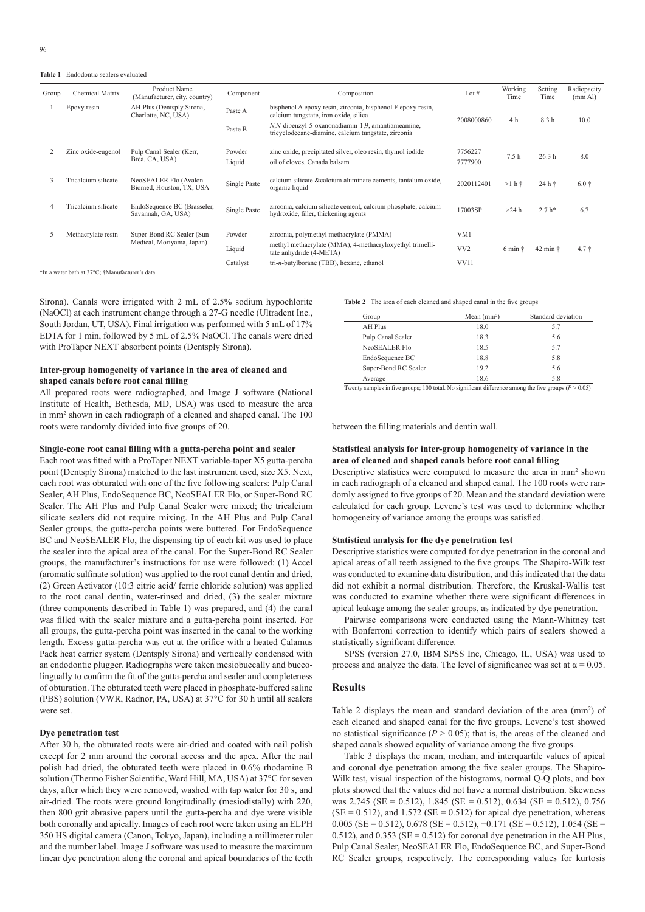**Table 1** Endodontic sealers evaluated

| Group | Chemical Matrix | Product Name (Manufacturer, city, country) | Component | Composition | Lot # | Working Time | Setting Time | Radiopacity (mm Al) |
|---|---|---|---|---|---|---|---|---|
| 1 | Epoxy resin | AH Plus (Dentsply Sirona, Charlotte, NC, USA) | Paste A | bisphenol A epoxy resin, zirconia, bisphenol F epoxy resin, calcium tungstate, iron oxide, silica | 2008000860 | 4 h | 8.3 h | 10.0 |
| | | | Paste B | *N,N*-dibenzyl-5-oxanonadiamin-1,9, amantiameamine, tricyclodecane-diamine, calcium tungstate, zirconia | | | | |
| 2 | Zinc oxide-eugenol | Pulp Canal Sealer (Kerr, Brea, CA, USA) | Powder | zinc oxide, precipitated silver, oleo resin, thymol iodide | 7756227 | 7.5 h | 26.3 h | 8.0 |
| | | | Liquid | oil of cloves, Canada balsam | 7777900 | | | |
| 3 | Tricalcium silicate | NeoSEALER Flo (Avalon Biomed, Houston, TX, USA | Single Paste | calcium silicate &calcium aluminate cements, tantalum oxide, organic liquid | 2020112401 | >1 h † | 24 h † | 6.0 † |
| 4 | Tricalcium silicate | EndoSequence BC (Brasseler, Savannah, GA, USA) | Single Paste | zirconia, calcium silicate cement, calcium phosphate, calcium hydroxide, filler, thickening agents | 17003SP | >24 h | 2.7 h* | 6.7 |
| 5 | Methacrylate resin | Super-Bond RC Sealer (Sun Medical, Moriyama, Japan) | Powder | zirconia, polymethyl methacrylate (PMMA) | VM1 | 6 min † | 42 min † | 4.7 † |
| | | | Liquid | methyl methacrylate (MMA), 4-methacryloxyethyl trimellitate anhydride (4-META) | VV2 | | | |
| | | | Catalyst | tri-*n*-butylborane (TBB), hexane, ethanol | VV11 | | | |

*In a water bath at 37°C; †Manufacturer's data

Sirona). Canals were irrigated with 2 mL of 2.5% sodium hypochlorite (NaOCl) at each instrument change through a 27-G needle (Ultradent Inc., South Jordan, UT, USA). Final irrigation was performed with 5 mL of 17% EDTA for 1 min, followed by 5 mL of 2.5% NaOCl. The canals were dried with ProTaper NEXT absorbent points (Dentsply Sirona).

### Inter-group homogeneity of variance in the area of cleaned and shaped canals before root canal filling

All prepared roots were radiographed, and Image J software (National Institute of Health, Bethesda, MD, USA) was used to measure the area in mm$^2$ shown in each radiograph of a cleaned and shaped canal. The 100 roots were randomly divided into five groups of 20.

### Single-cone root canal filling with a gutta-percha point and sealer

Each root was fitted with a ProTaper NEXT variable-taper X5 gutta-percha point (Dentsply Sirona) matched to the last instrument used, size X5. Next, each root was obturated with one of the five following sealers: Pulp Canal Sealer, AH Plus, EndoSequence BC, NeoSEALER Flo, or Super-Bond RC Sealer. The AH Plus and Pulp Canal Sealer were mixed; the tricalcium silicate sealers did not require mixing. In the AH Plus and Pulp Canal Sealer groups, the gutta-percha points were buttered. For EndoSequence BC and NeoSEALER Flo, the dispensing tip of each kit was used to place the sealer into the apical area of the canal. For the Super-Bond RC Sealer groups, the manufacturer's instructions for use were followed: (1) Accel (aromatic sulfinate solution) was applied to the root canal dentin and dried, (2) Green Activator (10:3 citric acid/ ferric chloride solution) was applied to the root canal dentin, water-rinsed and dried, (3) the sealer mixture (three components described in Table 1) was prepared, and (4) the canal was filled with the sealer mixture and a gutta-percha point inserted. For all groups, the gutta-percha point was inserted in the canal to the working length. Excess gutta-percha was cut at the orifice with a heated Calamus Pack heat carrier system (Dentsply Sirona) and vertically condensed with an endodontic plugger. Radiographs were taken mesiobuccally and buccolingually to confirm the fit of the gutta-percha and sealer and completeness of obturation. The obturated teeth were placed in phosphate-buffered saline (PBS) solution (VWR, Radnor, PA, USA) at 37°C for 30 h until all sealers were set.

### Dye penetration test

After 30 h, the obturated roots were air-dried and coated with nail polish except for 2 mm around the coronal access and the apex. After the nail polish had dried, the obturated teeth were placed in 0.6% rhodamine B solution (Thermo Fisher Scientific, Ward Hill, MA, USA) at 37°C for seven days, after which they were removed, washed with tap water for 30 s, and air-dried. The roots were ground longitudinally (mesiodistally) with 220, then 800 grit abrasive papers until the gutta-percha and dye were visible both coronally and apically. Images of each root were taken using an ELPH 350 HS digital camera (Canon, Tokyo, Japan), including a millimeter ruler and the number label. Image J software was used to measure the maximum linear dye penetration along the coronal and apical boundaries of the teeth between the filling materials and dentin wall.

**Table 2** The area of each cleaned and shaped canal in the five groups

| Group | Mean (mm$^2$) | Standard deviation |
|---|---|---|
| AH Plus | 18.0 | 5.7 |
| Pulp Canal Sealer | 18.3 | 5.6 |
| NeoSEALER Flo | 18.5 | 5.7 |
| EndoSequence BC | 18.8 | 5.8 |
| Super-Bond RC Sealer | 19.2 | 5.6 |
| Average | 18.6 | 5.8 |

Twenty samples in five groups; 100 total. No significant difference among the five groups ($P > 0.05$)

### Statistical analysis for inter-group homogeneity of variance in the area of cleaned and shaped canals before root canal filling

Descriptive statistics were computed to measure the area in mm$^2$ shown in each radiograph of a cleaned and shaped canal. The 100 roots were randomly assigned to five groups of 20. Mean and the standard deviation were calculated for each group. Levene's test was used to determine whether homogeneity of variance among the groups was satisfied.

### Statistical analysis for the dye penetration test

Descriptive statistics were computed for dye penetration in the coronal and apical areas of all teeth assigned to the five groups. The Shapiro-Wilk test was conducted to examine data distribution, and this indicated that the data did not exhibit a normal distribution. Therefore, the Kruskal-Wallis test was conducted to examine whether there were significant differences in apical leakage among the sealer groups, as indicated by dye penetration.

Pairwise comparisons were conducted using the Mann-Whitney test with Bonferroni correction to identify which pairs of sealers showed a statistically significant difference.

SPSS (version 27.0, IBM SPSS Inc, Chicago, IL, USA) was used to process and analyze the data. The level of significance was set at $\alpha = 0.05$.

## Results

Table 2 displays the mean and standard deviation of the area (mm$^2$) of each cleaned and shaped canal for the five groups. Levene's test showed no statistical significance ($P > 0.05$); that is, the areas of the cleaned and shaped canals showed equality of variance among the five groups.

Table 3 displays the mean, median, and interquartile values of apical and coronal dye penetration among the five sealer groups. The Shapiro-Wilk test, visual inspection of the histograms, normal Q-Q plots, and box plots showed that the values did not have a normal distribution. Skewness was 2.745 (SE = 0.512), 1.845 (SE = 0.512), 0.634 (SE = 0.512), 0.756 (SE = 0.512), and 1.572 (SE = 0.512) for apical dye penetration, whereas 0.005 (SE = 0.512), 0.678 (SE = 0.512), −0.171 (SE = 0.512), 1.054 (SE = 0.512), and 0.353 (SE = 0.512) for coronal dye penetration in the AH Plus, Pulp Canal Sealer, NeoSEALER Flo, EndoSequence BC, and Super-Bond RC Sealer groups, respectively. The corresponding values for kurtosis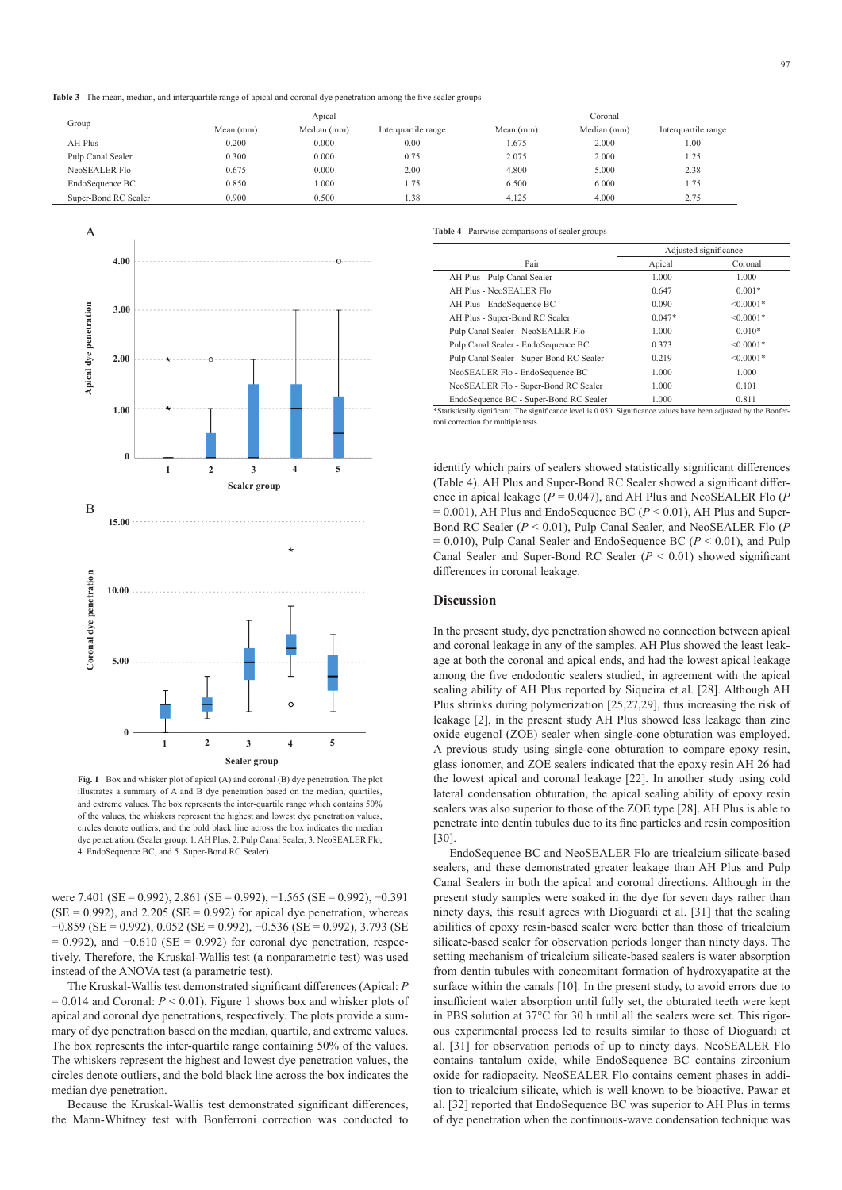**Table 3** The mean, median, and interquartile range of apical and coronal dye penetration among the five sealer groups

| Group | Apical | | | Coronal | | |
|---|---|---|---|---|---|---|
| | Mean (mm) | Median (mm) | Interquartile range | Mean (mm) | Median (mm) | Interquartile range |
| AH Plus | 0.200 | 0.000 | 0.00 | 1.675 | 2.000 | 1.00 |
| Pulp Canal Sealer | 0.300 | 0.000 | 0.75 | 2.075 | 2.000 | 1.25 |
| NeoSEALER Flo | 0.675 | 0.000 | 2.00 | 4.800 | 5.000 | 2.38 |
| EndoSequence BC | 0.850 | 1.000 | 1.75 | 6.500 | 6.000 | 1.75 |
| Super-Bond RC Sealer | 0.900 | 0.500 | 1.38 | 4.125 | 4.000 | 2.75 |

**Fig. 1** Box and whisker plot of apical (A) and coronal (B) dye penetration. The plot illustrates a summary of A and B dye penetration based on the median, quartiles, and extreme values. The box represents the inter-quartile range which contains 50% of the values, the whiskers represent the highest and lowest dye penetration values, circles denote outliers, and the bold black line across the box indicates the median dye penetration. (Sealer group: 1. AH Plus, 2. Pulp Canal Sealer, 3. NeoSEALER Flo, 4. EndoSequence BC, and 5. Super-Bond RC Sealer)

were 7.401 (SE = 0.992), 2.861 (SE = 0.992), −1.565 (SE = 0.992), −0.391 (SE = 0.992), and 2.205 (SE = 0.992) for apical dye penetration, whereas −0.859 (SE = 0.992), 0.052 (SE = 0.992), −0.536 (SE = 0.992), 3.793 (SE = 0.992), and −0.610 (SE = 0.992) for coronal dye penetration, respectively. Therefore, the Kruskal-Wallis test (a nonparametric test) was used instead of the ANOVA test (a parametric test).

The Kruskal-Wallis test demonstrated significant differences (Apical: $P = 0.014$ and Coronal: $P < 0.01$). Figure 1 shows box and whisker plots of apical and coronal dye penetrations, respectively. The plots provide a summary of dye penetration based on the median, quartile, and extreme values. The box represents the inter-quartile range containing 50% of the values. The whiskers represent the highest and lowest dye penetration values, the circles denote outliers, and the bold black line across the box indicates the median dye penetration.

Because the Kruskal-Wallis test demonstrated significant differences, the Mann-Whitney test with Bonferroni correction was conducted to identify which pairs of sealers showed statistically significant differences (Table 4). AH Plus and Super-Bond RC Sealer showed a significant difference in apical leakage ($P = 0.047$), and AH Plus and NeoSEALER Flo ($P = 0.001$), AH Plus and EndoSequence BC ($P < 0.01$), AH Plus and Super-Bond RC Sealer ($P < 0.01$), Pulp Canal Sealer, and NeoSEALER Flo ($P = 0.010$), Pulp Canal Sealer and EndoSequence BC ($P < 0.01$), and Pulp Canal Sealer and Super-Bond RC Sealer ($P < 0.01$) showed significant differences in coronal leakage.

**Table 4** Pairwise comparisons of sealer groups

| Pair | Adjusted significance | |
|---|---|---|
| | Apical | Coronal |
| AH Plus - Pulp Canal Sealer | 1.000 | 1.000 |
| AH Plus - NeoSEALER Flo | 0.647 | 0.001* |
| AH Plus - EndoSequence BC | 0.090 | <0.0001* |
| AH Plus - Super-Bond RC Sealer | 0.047* | <0.0001* |
| Pulp Canal Sealer - NeoSEALER Flo | 1.000 | 0.010* |
| Pulp Canal Sealer - EndoSequence BC | 0.373 | <0.0001* |
| Pulp Canal Sealer - Super-Bond RC Sealer | 0.219 | <0.0001* |
| NeoSEALER Flo - EndoSequence BC | 1.000 | 1.000 |
| NeoSEALER Flo - Super-Bond RC Sealer | 1.000 | 0.101 |
| EndoSequence BC - Super-Bond RC Sealer | 1.000 | 0.811 |

*Statistically significant. The significance level is 0.050. Significance values have been adjusted by the Bonferroni correction for multiple tests.

## Discussion

In the present study, dye penetration showed no connection between apical and coronal leakage in any of the samples. AH Plus showed the least leakage at both the coronal and apical ends, and had the lowest apical leakage among the five endodontic sealers studied, in agreement with the apical sealing ability of AH Plus reported by Siqueira et al. [28]. Although AH Plus shrinks during polymerization [25,27,29], thus increasing the risk of leakage [2], in the present study AH Plus showed less leakage than zinc oxide eugenol (ZOE) sealer when single-cone obturation was employed. A previous study using single-cone obturation to compare epoxy resin, glass ionomer, and ZOE sealers indicated that the epoxy resin AH 26 had the lowest apical and coronal leakage [22]. In another study using cold lateral condensation obturation, the apical sealing ability of epoxy resin sealers was also superior to those of the ZOE type [28]. AH Plus is able to penetrate into dentin tubules due to its fine particles and resin composition [30].

EndoSequence BC and NeoSEALER Flo are tricalcium silicate-based sealers, and these demonstrated greater leakage than AH Plus and Pulp Canal Sealers in both the apical and coronal directions. Although in the present study samples were soaked in the dye for seven days rather than ninety days, this result agrees with Dioguardi et al. [31] that the sealing abilities of epoxy resin-based sealer were better than those of tricalcium silicate-based sealer for observation periods longer than ninety days. The setting mechanism of tricalcium silicate-based sealers is water absorption from dentin tubules with concomitant formation of hydroxyapatite at the surface within the canals [10]. In the present study, to avoid errors due to insufficient water absorption until fully set, the obturated teeth were kept in PBS solution at 37°C for 30 h until all the sealers were set. This rigorous experimental process led to results similar to those of Dioguardi et al. [31] for observation periods of up to ninety days. NeoSEALER Flo contains tantalum oxide, while EndoSequence BC contains zirconium oxide for radiopacity. NeoSEALER Flo contains cement phases in addition to tricalcium silicate, which is well known to be bioactive. Pawar et al. [32] reported that EndoSequence BC was superior to AH Plus in terms of dye penetration when the continuous-wave condensation technique was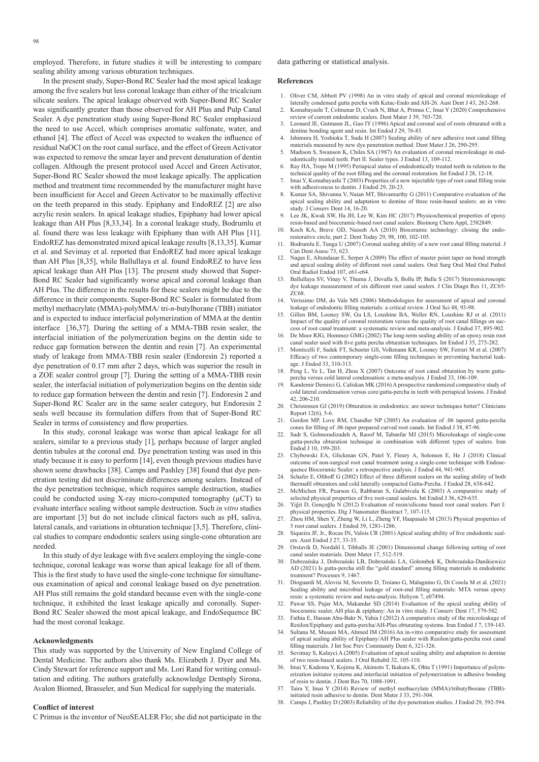employed. Therefore, in future studies it will be interesting to compare sealing ability among various obturation techniques.

In the present study, Super-Bond RC Sealer had the most apical leakage among the five sealers but less coronal leakage than either of the tricalcium silicate sealers. The apical leakage observed with Super-Bond RC Sealer was significantly greater than those observed for AH Plus and Pulp Canal Sealer. A dye penetration study using Super-Bond RC Sealer emphasized the need to use Accel, which comprises aromatic sulfonate, water, and ethanol [4]. The effect of Accel was expected to weaken the influence of residual NaOCl on the root canal surface, and the effect of Green Activator was expected to remove the smear layer and prevent denaturation of dentin collagen. Although the present protocol used Accel and Green Activator, Super-Bond RC Sealer showed the most leakage apically. The application method and treatment time recommended by the manufacturer might have been insufficient for Accel and Green Activator to be maximally effective on the teeth prepared in this study. Epiphany and EndoREZ [2] are also acrylic resin sealers. In apical leakage studies, Epiphany had lower apical leakage than AH Plus [8,33,34]. In a coronal leakage study, Bodrumlu et al. found there was less leakage with Epiphany than with AH Plus [11]. EndoREZ has demonstrated mixed apical leakage results [8,13,35]. Kumar et al. and Sevimay et al. reported that EndoREZ had more apical leakage than AH Plus [8,35], while Ballullaya et al. found EndoREZ to have less apical leakage than AH Plus [13]. The present study showed that Super-Bond RC Sealer had significantly worse apical and coronal leakage than AH Plus. The difference in the results for these sealers might be due to the difference in their components. Super-Bond RC Sealer is formulated from methyl methacrylate (MMA)-polyMMA/ tri-*n*-butylborane (TBB) initiator and is expected to induce interfacial polymerization of MMA at the dentin interface [36,37]. During the setting of a MMA-TBB resin sealer, the interfacial initiation of the polymerization begins on the dentin side to reduce gap formation between the dentin and resin [7]. An experimental study of leakage from MMA-TBB resin sealer (Endoresin 2) reported a dye penetration of 0.17 mm after 2 days, which was superior the result in a ZOE sealer control group [7]. During the setting of a MMA-TBB resin sealer, the interfacial initiation of polymerization begins on the dentin side to reduce gap formation between the dentin and resin [7]. Endoresin 2 and Super-Bond RC Sealer are in the same sealer category, but Endoresin 2 seals well because its formulation differs from that of Super-Bond RC Sealer in terms of consistency and flow properties.

In this study, coronal leakage was worse than apical leakage for all sealers, similar to a previous study [1], perhaps because of larger angled dentin tubules at the coronal end. Dye penetration testing was used in this study because it is easy to perform [14], even though previous studies have shown some drawbacks [38]. Camps and Pashley [38] found that dye penetration testing did not discriminate differences among sealers. Instead of the dye penetration technique, which requires sample destruction, studies could be conducted using X-ray micro-computed tomography (μCT) to evaluate interface sealing without sample destruction. Such *in vitro* studies are important [3] but do not include clinical factors such as pH, saliva, lateral canals, and variations in obturation technique [3,5]. Therefore, clinical studies to compare endodontic sealers using single-cone obturation are needed.

In this study of dye leakage with five sealers employing the single-cone technique, coronal leakage was worse than apical leakage for all of them. This is the first study to have used the single-cone technique for simultaneous examination of apical and coronal leakage based on dye penetration. AH Plus still remains the gold standard because even with the single-cone technique, it exhibited the least leakage apically and coronally. Super-Bond RC Sealer showed the most apical leakage, and EndoSequence BC had the most coronal leakage.

## Acknowledgments

This study was supported by the University of New England College of Dental Medicine. The authors also thank Ms. Elizabeth J. Dyer and Ms. Cindy Stewart for reference support and Ms. Lori Rand for writing consultation and editing. The authors gratefully acknowledge Dentsply Sirona, Avalon Biomed, Brasseler, and Sun Medical for supplying the materials.

## Conflict of interest

C Primus is the inventor of NeoSEALER Flo; she did not participate in the data gathering or statistical analysis.

## References

1. Oliver CM, Abbott PV (1998) An in vitro study of apical and coronal microleakage of laterally condensed gutta percha with Ketac-Endo and AH-26. Aust Dent J 43, 262-268.
2. Komabayashi T, Colmenar D, Cvach N, Bhat A, Primus C, Imai Y (2020) Comprehensive review of current endodontic sealers. Dent Mater J 39, 703-720.
3. Leonard JE, Gutmann JL, Guo IY (1996) Apical and coronal seal of roots obturated with a dentine bonding agent and resin. Int Endod J 29, 76-83.
4. Ishimura H, Yoshioka T, Suda H (2007) Sealing ability of new adhesive root canal filling materials measured by new dye penetration method. Dent Mater J 26, 290-295.
5. Madison S, Swanson K, Chiles SA (1987) An evaluation of coronal microleakage in endodontically treated teeth. Part II. Sealer types. J Endod 13, 109-112.
6. Ray HA, Trope M (1995) Periapical status of endodontically treated teeth in relation to the technical quality of the root filling and the coronal restoration. Int Endod J 28, 12-18.
7. Imai Y, Komabayashi T (2003) Properties of a new injectable type of root canal filling resin with adhesiveness to dentin. J Endod 29, 20-23.
8. Kumar SA, Shivanna V, Naian MT, Shivamurthy G (2011) Comparative evaluation of the apical sealing ability and adaptation to dentine of three resin-based sealers: an in vitro study. J Conserv Dent 14, 16-20.
9. Lee JK, Kwak SW, Ha JH, Lee W, Kim HC (2017) Physicochemical properties of epoxy resin-based and bioceramic-based root canal sealers. Bioinorg Chem Appl, 2582849.
10. Koch KA, Brave GD, Nasseh AA (2010) Bioceramic technology: closing the endo-restorative circle, part 2. Dent Today 29, 98, 100, 102-105.
11. Bodrumlu E, Tunga U (2007) Coronal sealing ability of a new root canal filling material. J Can Dent Assoc 73, 623.
12. Nagas E, Altundasar E, Serper A (2009) The effect of master point taper on bond strength and apical sealing ability of different root canal sealers. Oral Surg Oral Med Oral Pathol Oral Radiol Endod 107, e61-e64.
13. Ballullaya SV, Vinay V, Thumu J, Devalla S, Bollu IP, Balla S (2017) Stereomicroscopic dye leakage measurement of six different root canal sealers. J Clin Diagn Res 11, ZC65-ZC68.
14. Verissimo DM, do Vale MS (2006) Methodologies for assessment of apical and coronal leakage of endodontic filling materials: a critical review. J Oral Sci 48, 93-98.
15. Gillen BM, Looney SW, Gu LS, Loushine BA, Weller RN, Loushine RJ et al. (2011) Impact of the quality of coronal restoration versus the quality of root canal fillings on success of root canal treatment: a systematic review and meta-analysis. J Endod 37, 895-902.
16. De Moor RJG, Hommez GMG (2002) The long-term sealing ability of an epoxy resin root canal sealer used with five gutta percha obturation techniques. Int Endod J 35, 275-282.
17. Monticelli F, Sadek FT, Schuster GS, Volkmann KR, Looney SW, Ferrari M et al. (2007) Efficacy of two contemporary single-cone filling techniques in preventing bacterial leakage. J Endod 33, 310-313.
18. Peng L, Ye L, Tan H, Zhou X (2007) Outcome of root canal obturation by warm gutta-percha versus cold lateral condensation: a meta-analysis. J Endod 33, 106-109.
19. Kandemir Demirci G, Caliskan MK (2016) A prospective randomized comparative study of cold lateral condensation versus core/gutta-percha in teeth with periapical lesions. J Endod 42, 206-210.
20. Christensen GJ (2019) Obturation in endodontics: are newer techniques better? Clinicians Report 12(6), 5-6.
21. Gordon MP, Love RM, Chandler NP (2005) An evaluation of .06 tapered gutta-percha cones for filling of .06 taper prepared curved root canals. Int Endod J 38, 87-96.
22. Sadr S, Golmoradizadeh A, Raoof M, Tabanfar MJ (2015) Microleakage of single-cone gutta-percha obturation technique in combination with different types of sealers. Iran Endod J 10, 199-203.
23. Chybowski EA, Glickman GN, Patel Y, Fleury A, Solomon E, He J (2018) Clinical outcome of non-surgical root canal treatment using a single-cone technique with Endosequence Bioceramic Sealer: a retrospective analysis. J Endod 44, 941-945.
24. Schafer E, Olthoff G (2002) Effect of three different sealers on the sealing ability of both thermafil obturators and cold laterally compacted Gutta-Percha. J Endod 28, 638-642.
25. McMichen FR, Pearson G, Rahbaran S, Gulabivala K (2003) A comparative study of selected physical properties of five root-canal sealers. Int Endod J 36, 629-635.
26. Yiğit D, Gençoğlu N (2012) Evaluation of resin/silicone based root canal sealers. Part I: physical properties. Dig J Nanomater Biostruct 7, 107-115.
27. Zhou HM, Shen Y, Zheng W, Li L, Zheng YF, Haapasalo M (2013) Physical properties of 5 root canal sealers. J Endod 39, 1281-1286.
28. Siqueira JF, Jr., Rocas IN, Valois CR (2001) Apical sealing ability of five endodontic sealers. Aust Endod J 27, 33-35.
29. Orstavik D, Nordahl I, Tibballs JE (2001) Dimensional change following setting of root canal sealer materials. Dent Mater 17, 512-519.
30. Dobrzańska J, Dobrzański LB, Dobrzański LA, Gołombek K, Dobrzańska-Danikiewicz AD (2021) Is gutta-percha still the "gold standard" among filling materials in endodontic treatment? Processes 9, 1467.
31. Dioguardi M, Alovisi M, Sovereto D, Troiano G, Malagnino G, Di Cosola M et al. (2021) Sealing ability and microbial leakage of root-end filling materials: MTA versus epoxy resin: a systematic review and meta-analysis. Heliyon 7, e07494.
32. Pawar SS, Pujar MA, Makandar SD (2014) Evaluation of the apical sealing ability of bioceramic sealer, AH plus & epiphany: An in vitro study. J Conserv Dent 17, 579-582.
33. Fathia E, Hassan Abu-Bakr N, Yahia I (2012) A comparative study of the microleakage of Resilon/Epiphany and gutta-percha/AH-Plus obturating systems. Iran Endod J 7, 139-143.
34. Sultana M, Musani MA, Ahmed IM (2016) An in-vitro comparative study for assessment of apical sealing ability of Epiphany/AH Plus sealer with Resilon/gutta-percha root canal filling materials. J Int Soc Prev Community Dent 6, 321-326.
35. Sevimay S, Kalayci A (2005) Evaluation of apical sealing ability and adaptation to dentine of two resin-based sealers. J Oral Rehabil 32, 105-110.
36. Imai Y, Kadoma Y, Kojima K, Akimoto T, Ikakura K, Ohta T (1991) Importance of polymerization initiator systems and interfacial initiation of polymerization in adhesive bonding of resin to dentin. J Dent Res 70, 1088-1091.
37. Taira Y, Imai Y (2014) Review of methyl methacrylate (MMA)/tributylborane (TBB)-initiated resin adhesive to dentin. Dent Mater J 33, 291-304.
38. Camps J, Pashley D (2003) Reliability of the dye penetration studies. J Endod 29, 592-594.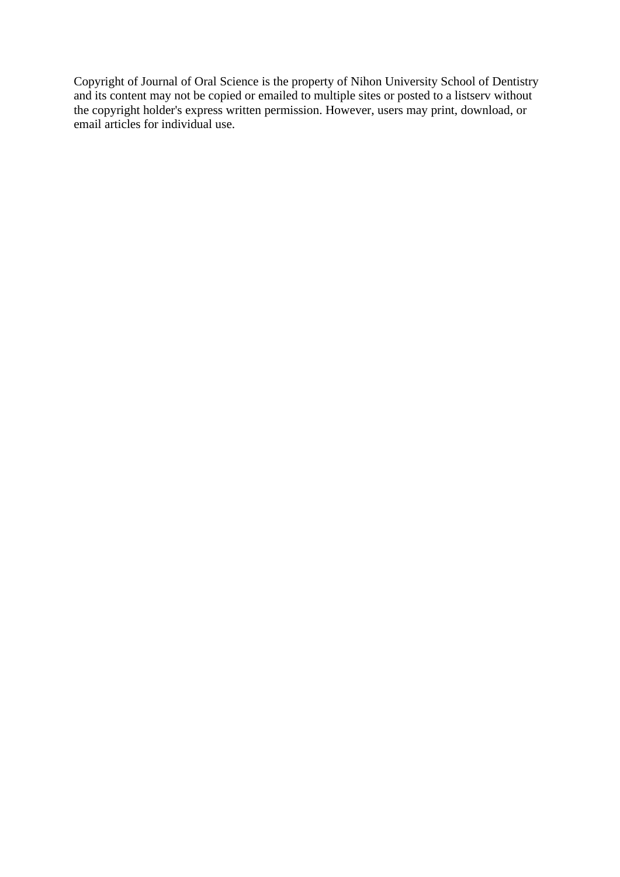Copyright of Journal of Oral Science is the property of Nihon University School of Dentistry and its content may not be copied or emailed to multiple sites or posted to a listserv without the copyright holder's express written permission. However, users may print, download, or email articles for individual use.